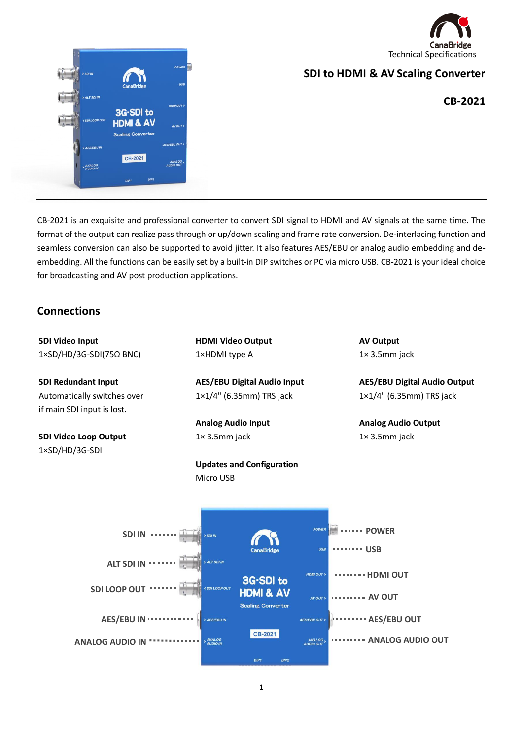CanaBridge
Technical Specifications

# SDI to HDMI & AV Scaling Converter

## CB-2021

CB-2021 is an exquisite and professional converter to convert SDI signal to HDMI and AV signals at the same time. The format of the output can realize pass through or up/down scaling and frame rate conversion. De-interlacing function and seamless conversion can also be supported to avoid jitter. It also features AES/EBU or analog audio embedding and de-embedding. All the functions can be easily set by a built-in DIP switches or PC via micro USB. CB-2021 is your ideal choice for broadcasting and AV post production applications.

## Connections

**SDI Video Input**
1×SD/HD/3G-SDI(75Ω BNC)

**SDI Redundant Input**
Automatically switches over if main SDI input is lost.

**SDI Video Loop Output**
1×SD/HD/3G-SDI

**HDMI Video Output**
1×HDMI type A

**AES/EBU Digital Audio Input**
1×1/4" (6.35mm) TRS jack

**Analog Audio Input**
1× 3.5mm jack

**Updates and Configuration**
Micro USB

**AV Output**
1× 3.5mm jack

**AES/EBU Digital Audio Output**
1×1/4" (6.35mm) TRS jack

**Analog Audio Output**
1× 3.5mm jack

SDI IN
ALT SDI IN
SDI LOOP OUT
AES/EBU IN
ANALOG AUDIO IN
POWER
USB
HDMI OUT
AV OUT
AES/EBU OUT
ANALOG AUDIO OUT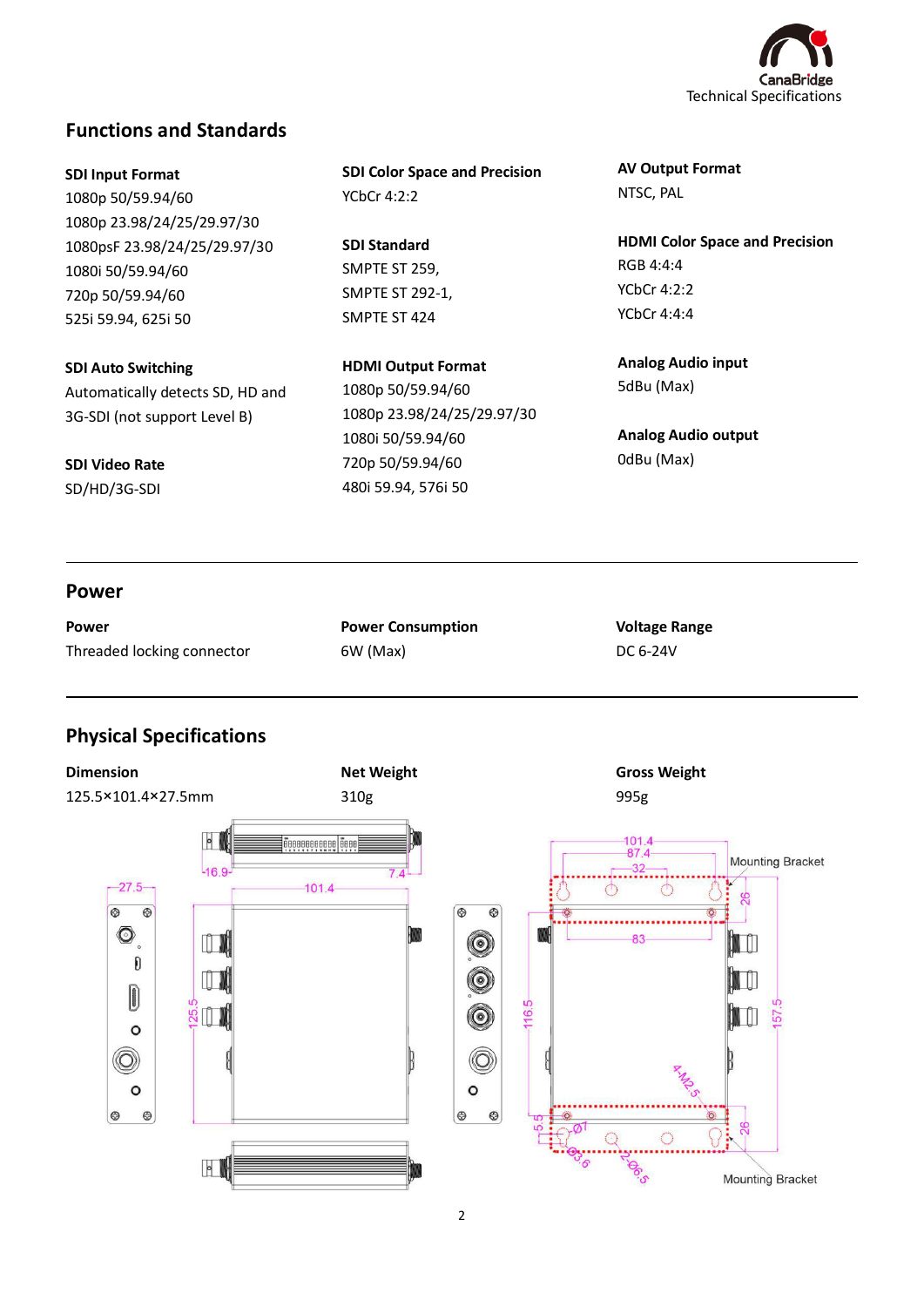## Functions and Standards

**SDI Input Format**
1080p 50/59.94/60
1080p 23.98/24/25/29.97/30
1080psF 23.98/24/25/29.97/30
1080i 50/59.94/60
720p 50/59.94/60
525i 59.94, 625i 50

**SDI Auto Switching**
Automatically detects SD, HD and 3G-SDI (not support Level B)

**SDI Video Rate**
SD/HD/3G-SDI

**SDI Color Space and Precision**
YCbCr 4:2:2

**SDI Standard**
SMPTE ST 259,
SMPTE ST 292-1,
SMPTE ST 424

**HDMI Output Format**
1080p 50/59.94/60
1080p 23.98/24/25/29.97/30
1080i 50/59.94/60
720p 50/59.94/60
480i 59.94, 576i 50

**AV Output Format**
NTSC, PAL

**HDMI Color Space and Precision**
RGB 4:4:4
YCbCr 4:2:2
YCbCr 4:4:4

**Analog Audio input**
5dBu (Max)

**Analog Audio output**
0dBu (Max)

## Power

**Power**
Threaded locking connector

**Power Consumption**
6W (Max)

**Voltage Range**
DC 6-24V

## Physical Specifications

**Dimension**
125.5×101.4×27.5mm

**Net Weight**
310g

**Gross Weight**
995g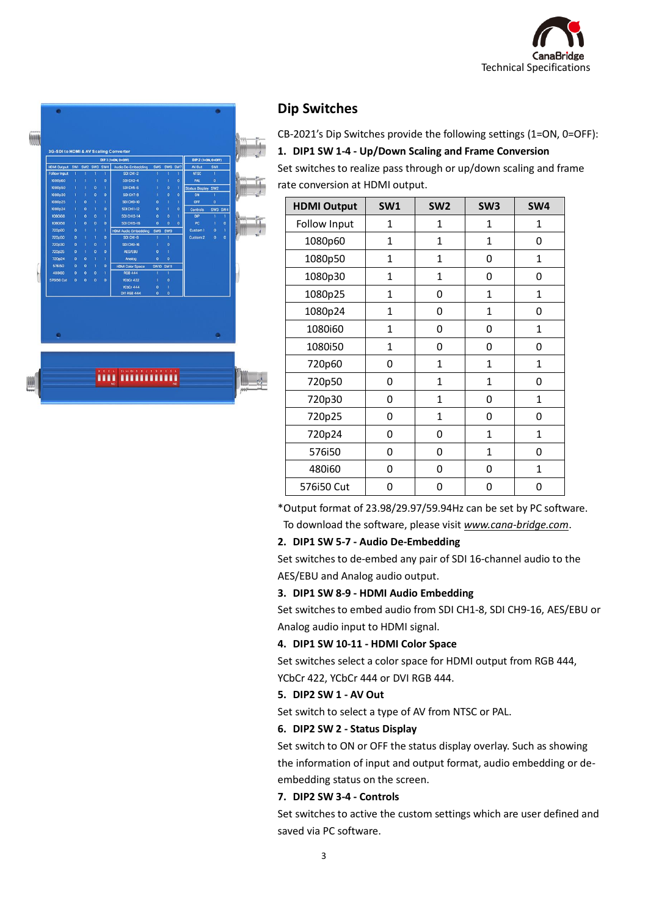## Dip Switches

CB-2021's Dip Switches provide the following settings (1=ON, 0=OFF):

**1. DIP1 SW 1-4 - Up/Down Scaling and Frame Conversion**

Set switches to realize pass through or up/down scaling and frame rate conversion at HDMI output.

| HDMI Output | SW1 | SW2 | SW3 | SW4 |
|---|---|---|---|---|
| Follow Input | 1 | 1 | 1 | 1 |
| 1080p60 | 1 | 1 | 1 | 0 |
| 1080p50 | 1 | 1 | 0 | 1 |
| 1080p30 | 1 | 1 | 0 | 0 |
| 1080p25 | 1 | 0 | 1 | 1 |
| 1080p24 | 1 | 0 | 1 | 0 |
| 1080i60 | 1 | 0 | 0 | 1 |
| 1080i50 | 1 | 0 | 0 | 0 |
| 720p60 | 0 | 1 | 1 | 1 |
| 720p50 | 0 | 1 | 1 | 0 |
| 720p30 | 0 | 1 | 0 | 1 |
| 720p25 | 0 | 1 | 0 | 0 |
| 720p24 | 0 | 0 | 1 | 1 |
| 576i50 | 0 | 0 | 1 | 0 |
| 480i60 | 0 | 0 | 0 | 1 |
| 576i50 Cut | 0 | 0 | 0 | 0 |

*Output format of 23.98/29.97/59.94Hz can be set by PC software. To download the software, please visit *www.cana-bridge.com*.

**2. DIP1 SW 5-7 - Audio De-Embedding**

Set switches to de-embed any pair of SDI 16-channel audio to the AES/EBU and Analog audio output.

**3. DIP1 SW 8-9 - HDMI Audio Embedding**

Set switches to embed audio from SDI CH1-8, SDI CH9-16, AES/EBU or Analog audio input to HDMI signal.

**4. DIP1 SW 10-11 - HDMI Color Space**

Set switches select a color space for HDMI output from RGB 444, YCbCr 422, YCbCr 444 or DVI RGB 444.

**5. DIP2 SW 1 - AV Out**

Set switch to select a type of AV from NTSC or PAL.

**6. DIP2 SW 2 - Status Display**

Set switch to ON or OFF the status display overlay. Such as showing the information of input and output format, audio embedding or de-embedding status on the screen.

**7. DIP2 SW 3-4 - Controls**

Set switches to active the custom settings which are user defined and saved via PC software.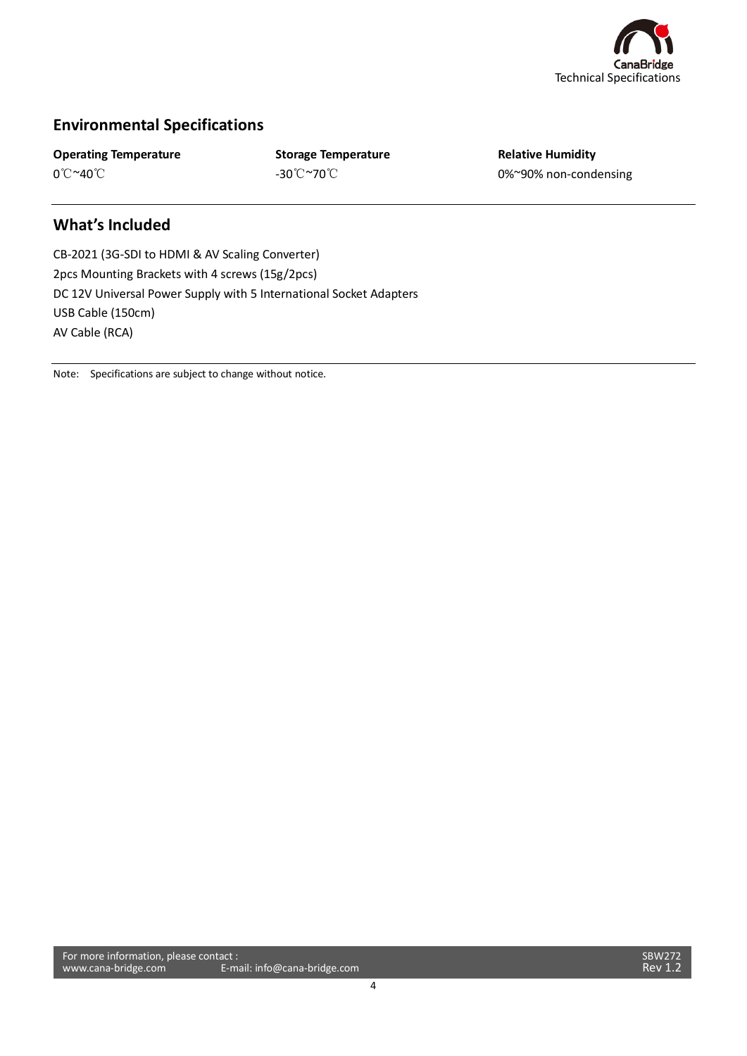## Environmental Specifications

| Operating Temperature | Storage Temperature | Relative Humidity |
| --- | --- | --- |
| 0℃~40℃ | -30℃~70℃ | 0%~90% non-condensing |

## What's Included

CB-2021 (3G-SDI to HDMI & AV Scaling Converter)
2pcs Mounting Brackets with 4 screws (15g/2pcs)
DC 12V Universal Power Supply with 5 International Socket Adapters
USB Cable (150cm)
AV Cable (RCA)

Note: Specifications are subject to change without notice.